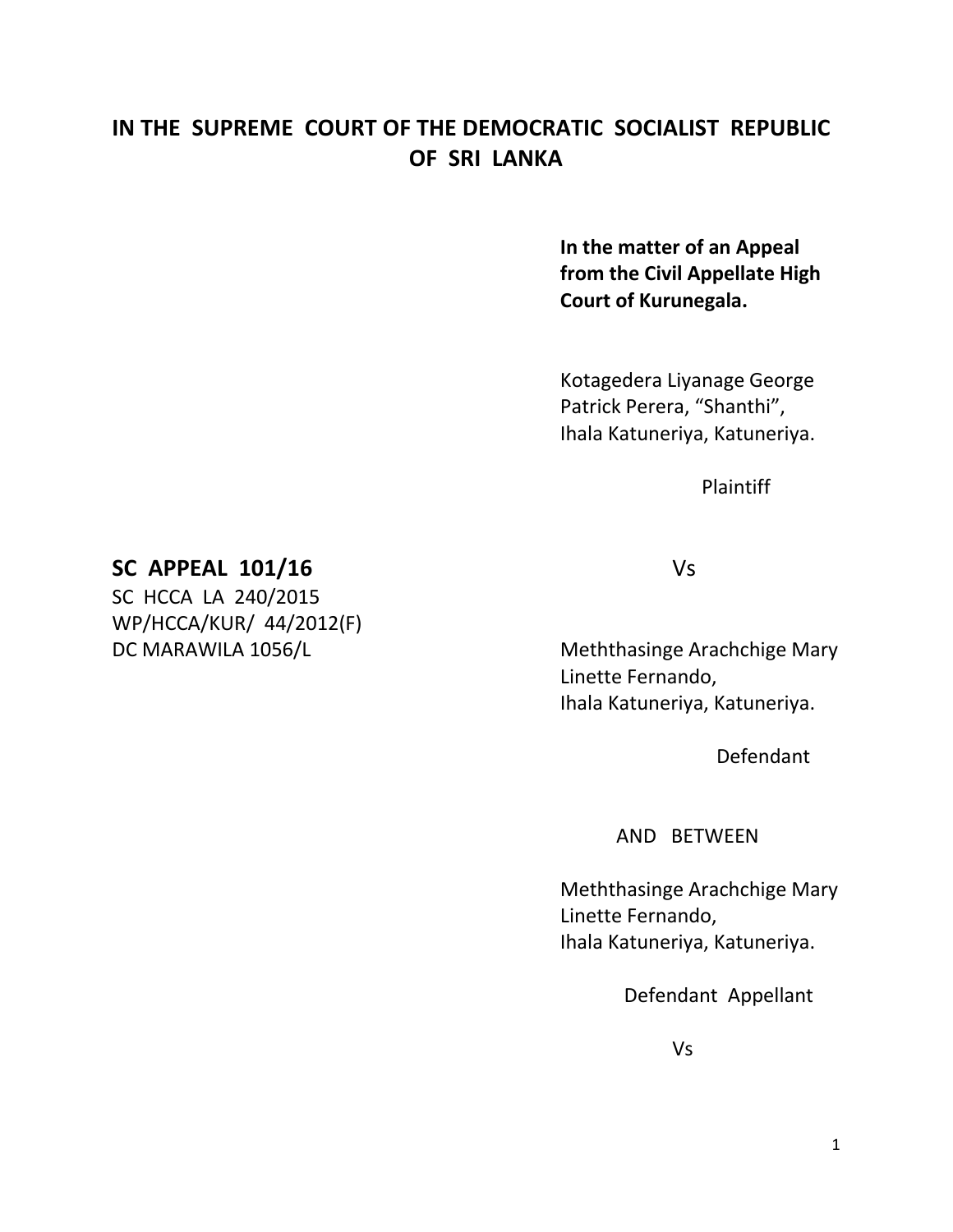# IN THE SUPREME COURT OF THE DEMOCRATIC SOCIALIST REPUBLIC OF SRI LANKA

**In the matter of an Appeal from the Civil Appellate High Court of Kurunegala.**

Kotagedera Liyanage George Patrick Perera, "Shanthi", Ihala Katuneriya, Katuneriya.

Plaintiff

**SC APPEAL 101/16**
SC HCCA LA 240/2015
WP/HCCA/KUR/ 44/2012(F)
DC MARAWILA 1056/L

Vs

Meththasinge Arachchige Mary Linette Fernando, Ihala Katuneriya, Katuneriya.

Defendant

AND BETWEEN

Meththasinge Arachchige Mary Linette Fernando, Ihala Katuneriya, Katuneriya.

Defendant Appellant

Vs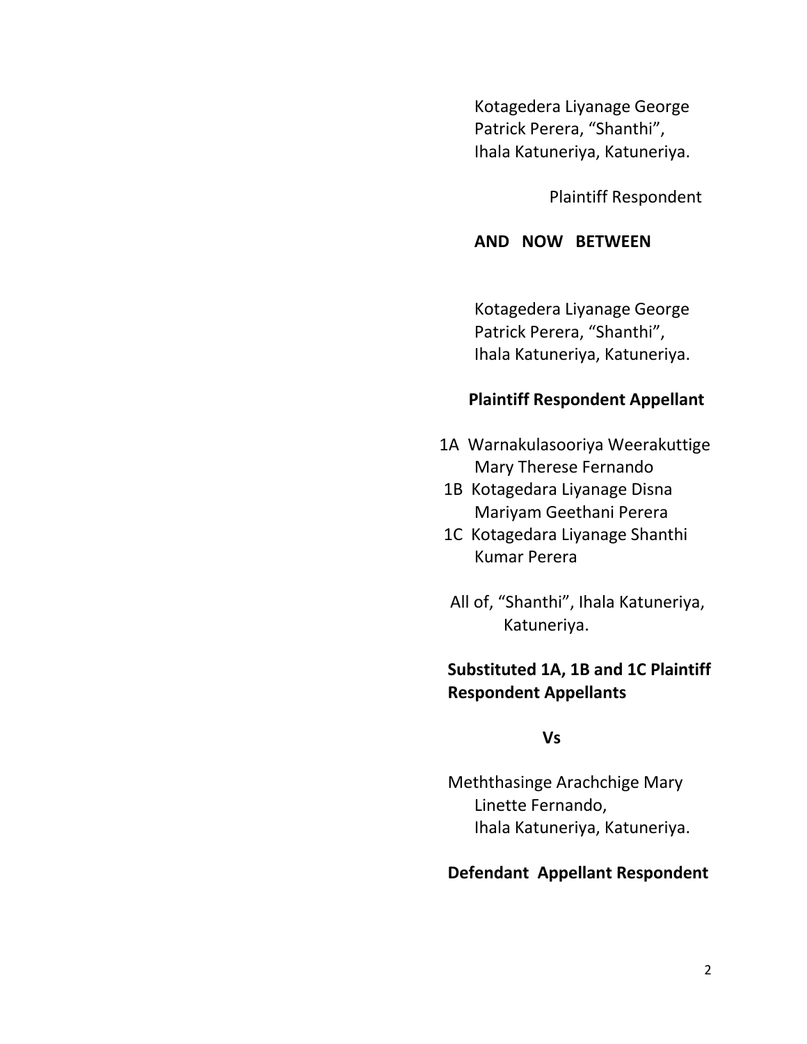Kotagedera Liyanage George
Patrick Perera, "Shanthi",
Ihala Katuneriya, Katuneriya.

Plaintiff Respondent

**AND NOW BETWEEN**

Kotagedera Liyanage George
Patrick Perera, "Shanthi",
Ihala Katuneriya, Katuneriya.

**Plaintiff Respondent Appellant**

1A Warnakulasooriya Weerakuttige
Mary Therese Fernando

1B Kotagedara Liyanage Disna
Mariyam Geethani Perera

1C Kotagedara Liyanage Shanthi
Kumar Perera

All of, "Shanthi", Ihala Katuneriya,
Katuneriya.

**Substituted 1A, 1B and 1C Plaintiff Respondent Appellants**

**Vs**

Meththasinge Arachchige Mary
Linette Fernando,
Ihala Katuneriya, Katuneriya.

**Defendant Appellant Respondent**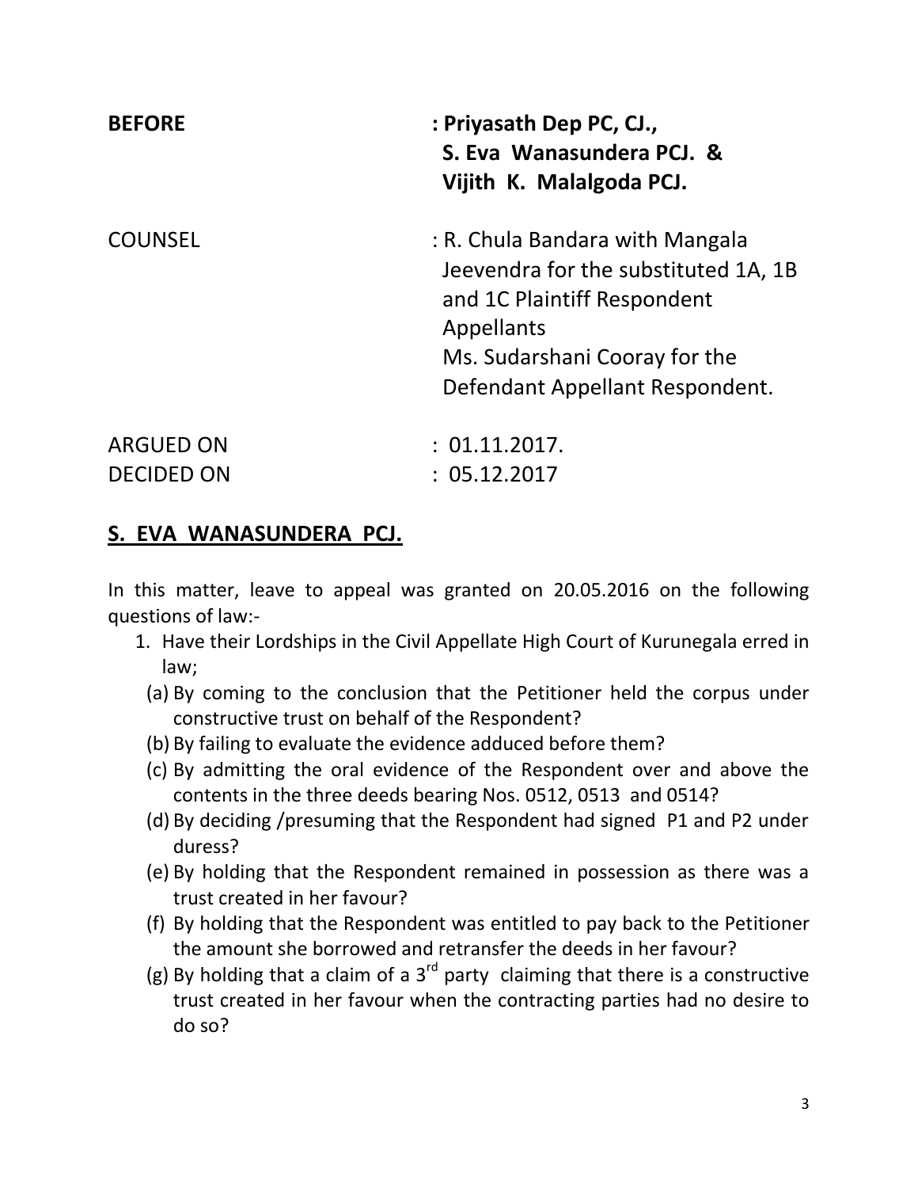**BEFORE** : **Priyasath Dep PC, CJ.,**
**S. Eva Wanasundera PCJ. &**
**Vijith K. Malalgoda PCJ.**

COUNSEL : R. Chula Bandara with Mangala Jeevendra for the substituted 1A, 1B and 1C Plaintiff Respondent Appellants
Ms. Sudarshani Cooray for the Defendant Appellant Respondent.

ARGUED ON : 01.11.2017.
DECIDED ON : 05.12.2017

**S. EVA WANASUNDERA PCJ.**

In this matter, leave to appeal was granted on 20.05.2016 on the following questions of law:-

1. Have their Lordships in the Civil Appellate High Court of Kurunegala erred in law;
   (a) By coming to the conclusion that the Petitioner held the corpus under constructive trust on behalf of the Respondent?
   (b) By failing to evaluate the evidence adduced before them?
   (c) By admitting the oral evidence of the Respondent over and above the contents in the three deeds bearing Nos. 0512, 0513 and 0514?
   (d) By deciding /presuming that the Respondent had signed P1 and P2 under duress?
   (e) By holding that the Respondent remained in possession as there was a trust created in her favour?
   (f) By holding that the Respondent was entitled to pay back to the Petitioner the amount she borrowed and retransfer the deeds in her favour?
   (g) By holding that a claim of a 3rd party claiming that there is a constructive trust created in her favour when the contracting parties had no desire to do so?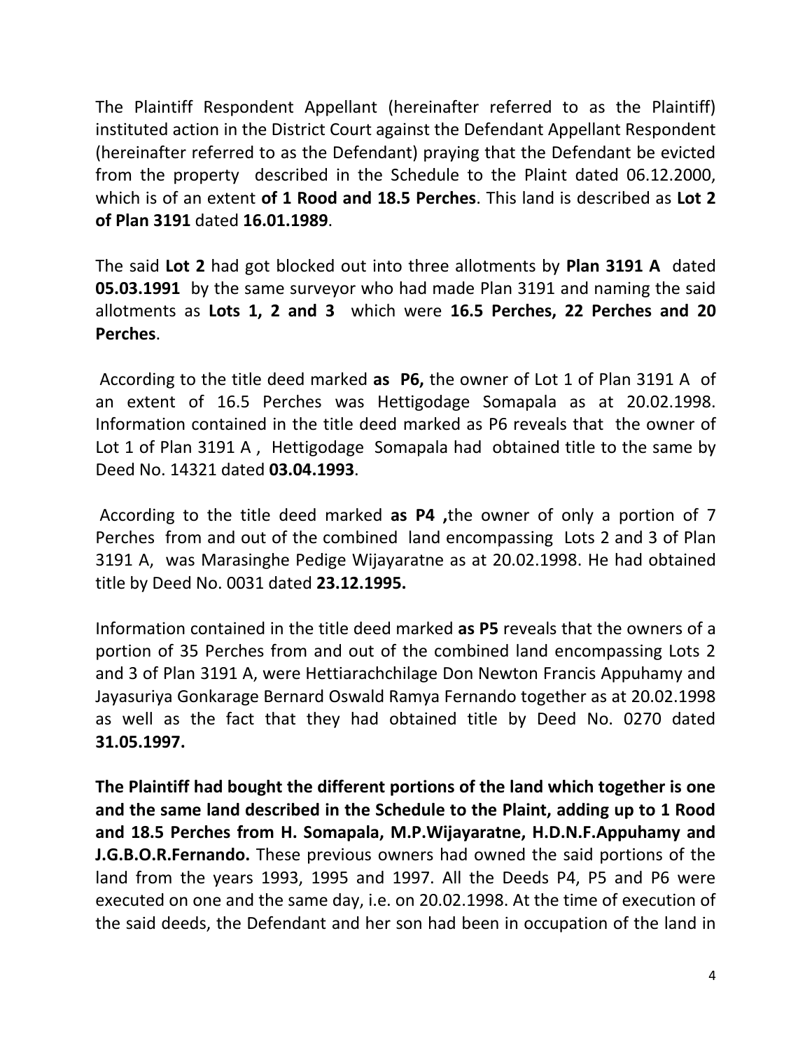The Plaintiff Respondent Appellant (hereinafter referred to as the Plaintiff) instituted action in the District Court against the Defendant Appellant Respondent (hereinafter referred to as the Defendant) praying that the Defendant be evicted from the property described in the Schedule to the Plaint dated 06.12.2000, which is of an extent **of 1 Rood and 18.5 Perches**. This land is described as **Lot 2 of Plan 3191** dated **16.01.1989**.

The said **Lot 2** had got blocked out into three allotments by **Plan 3191 A** dated **05.03.1991** by the same surveyor who had made Plan 3191 and naming the said allotments as **Lots 1, 2 and 3** which were **16.5 Perches, 22 Perches and 20 Perches**.

According to the title deed marked **as P6,** the owner of Lot 1 of Plan 3191 A of an extent of 16.5 Perches was Hettigodage Somapala as at 20.02.1998. Information contained in the title deed marked as P6 reveals that the owner of Lot 1 of Plan 3191 A , Hettigodage Somapala had obtained title to the same by Deed No. 14321 dated **03.04.1993**.

According to the title deed marked **as P4 ,**the owner of only a portion of 7 Perches from and out of the combined land encompassing Lots 2 and 3 of Plan 3191 A, was Marasinghe Pedige Wijayaratne as at 20.02.1998. He had obtained title by Deed No. 0031 dated **23.12.1995.**

Information contained in the title deed marked **as P5** reveals that the owners of a portion of 35 Perches from and out of the combined land encompassing Lots 2 and 3 of Plan 3191 A, were Hettiarachchilage Don Newton Francis Appuhamy and Jayasuriya Gonkarage Bernard Oswald Ramya Fernando together as at 20.02.1998 as well as the fact that they had obtained title by Deed No. 0270 dated **31.05.1997.**

**The Plaintiff had bought the different portions of the land which together is one and the same land described in the Schedule to the Plaint, adding up to 1 Rood and 18.5 Perches from H. Somapala, M.P.Wijayaratne, H.D.N.F.Appuhamy and J.G.B.O.R.Fernando.** These previous owners had owned the said portions of the land from the years 1993, 1995 and 1997. All the Deeds P4, P5 and P6 were executed on one and the same day, i.e. on 20.02.1998. At the time of execution of the said deeds, the Defendant and her son had been in occupation of the land in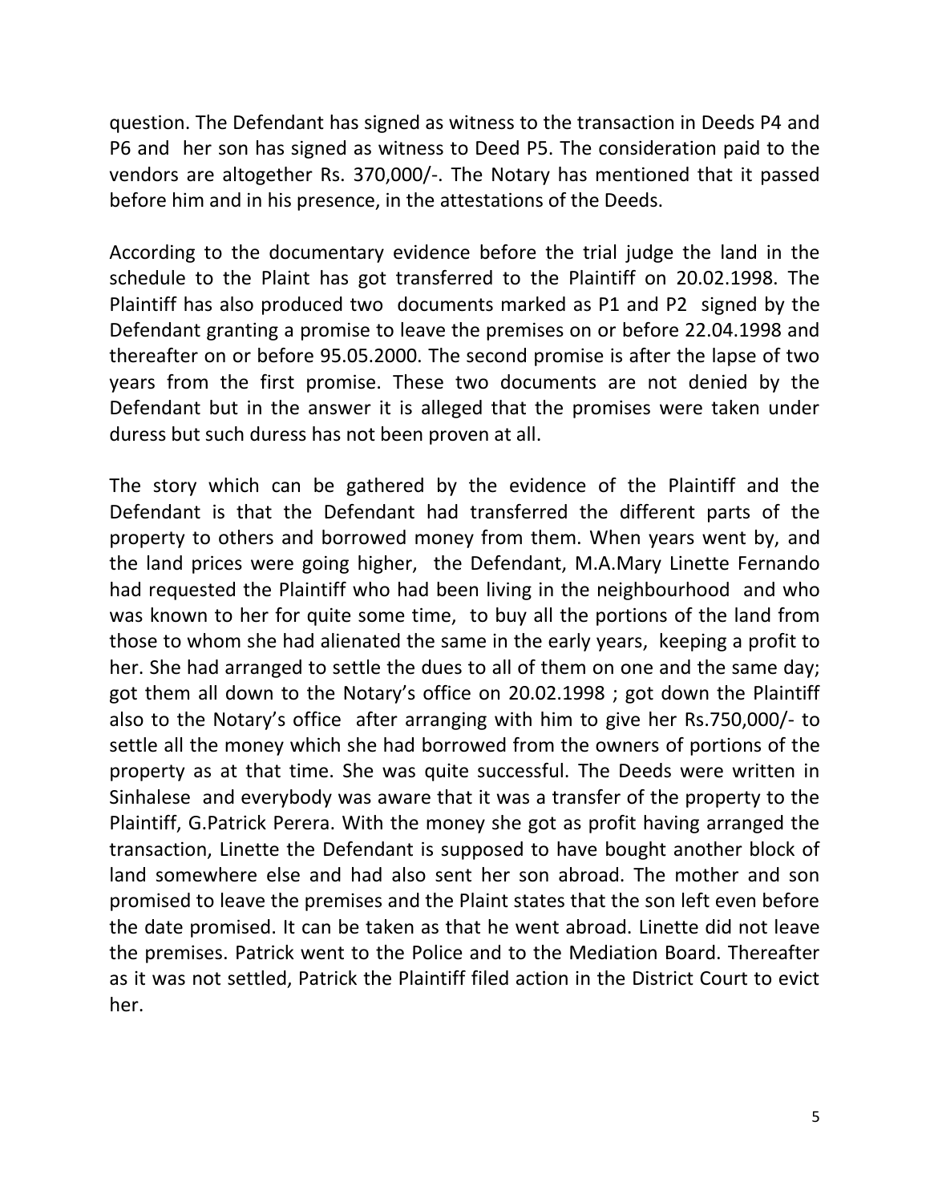question. The Defendant has signed as witness to the transaction in Deeds P4 and P6 and her son has signed as witness to Deed P5. The consideration paid to the vendors are altogether Rs. 370,000/-. The Notary has mentioned that it passed before him and in his presence, in the attestations of the Deeds.

According to the documentary evidence before the trial judge the land in the schedule to the Plaint has got transferred to the Plaintiff on 20.02.1998. The Plaintiff has also produced two documents marked as P1 and P2 signed by the Defendant granting a promise to leave the premises on or before 22.04.1998 and thereafter on or before 95.05.2000. The second promise is after the lapse of two years from the first promise. These two documents are not denied by the Defendant but in the answer it is alleged that the promises were taken under duress but such duress has not been proven at all.

The story which can be gathered by the evidence of the Plaintiff and the Defendant is that the Defendant had transferred the different parts of the property to others and borrowed money from them. When years went by, and the land prices were going higher, the Defendant, M.A.Mary Linette Fernando had requested the Plaintiff who had been living in the neighbourhood and who was known to her for quite some time, to buy all the portions of the land from those to whom she had alienated the same in the early years, keeping a profit to her. She had arranged to settle the dues to all of them on one and the same day; got them all down to the Notary's office on 20.02.1998 ; got down the Plaintiff also to the Notary's office after arranging with him to give her Rs.750,000/- to settle all the money which she had borrowed from the owners of portions of the property as at that time. She was quite successful. The Deeds were written in Sinhalese and everybody was aware that it was a transfer of the property to the Plaintiff, G.Patrick Perera. With the money she got as profit having arranged the transaction, Linette the Defendant is supposed to have bought another block of land somewhere else and had also sent her son abroad. The mother and son promised to leave the premises and the Plaint states that the son left even before the date promised. It can be taken as that he went abroad. Linette did not leave the premises. Patrick went to the Police and to the Mediation Board. Thereafter as it was not settled, Patrick the Plaintiff filed action in the District Court to evict her.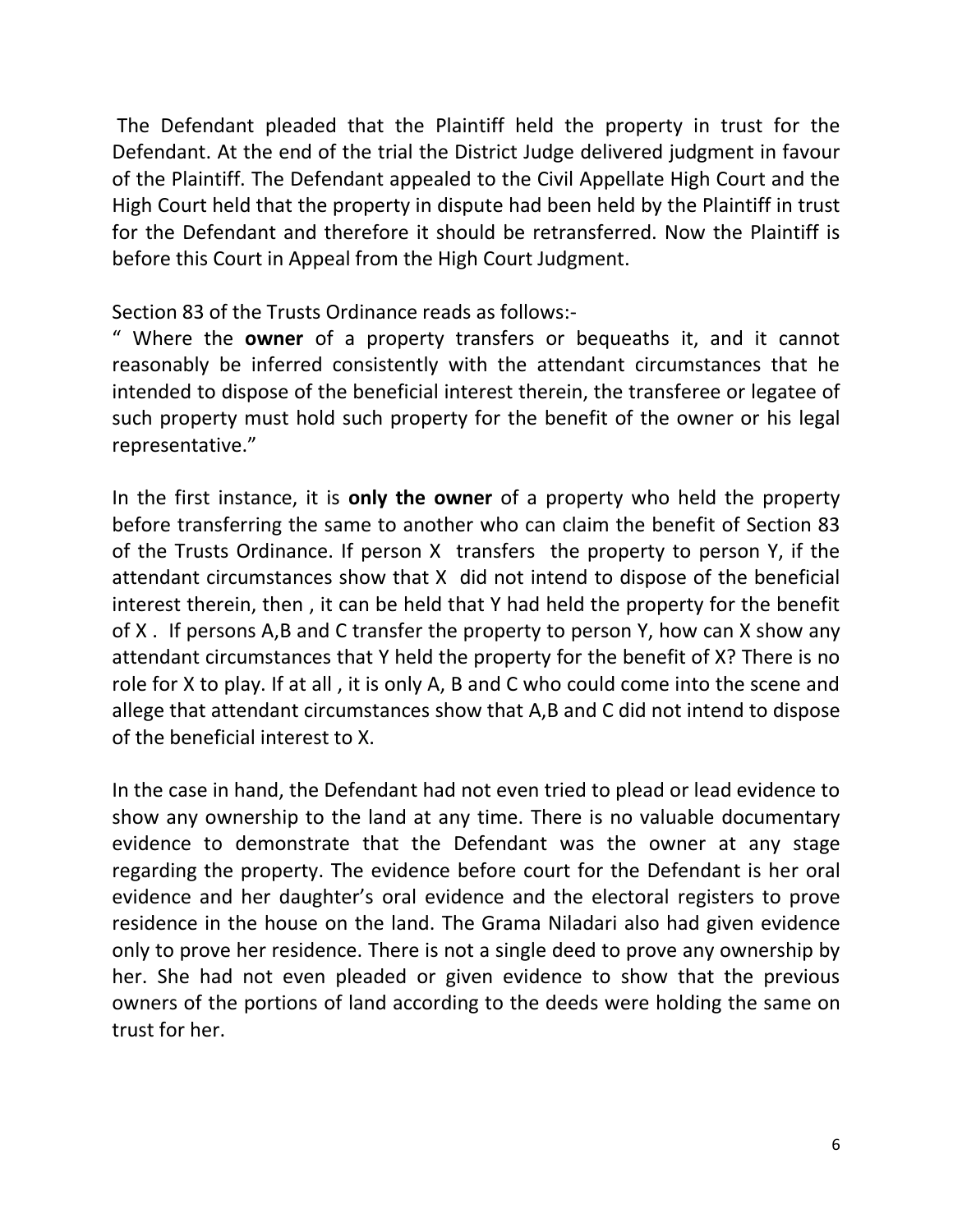The Defendant pleaded that the Plaintiff held the property in trust for the Defendant. At the end of the trial the District Judge delivered judgment in favour of the Plaintiff. The Defendant appealed to the Civil Appellate High Court and the High Court held that the property in dispute had been held by the Plaintiff in trust for the Defendant and therefore it should be retransferred. Now the Plaintiff is before this Court in Appeal from the High Court Judgment.

Section 83 of the Trusts Ordinance reads as follows:-

" Where the **owner** of a property transfers or bequeaths it, and it cannot reasonably be inferred consistently with the attendant circumstances that he intended to dispose of the beneficial interest therein, the transferee or legatee of such property must hold such property for the benefit of the owner or his legal representative."

In the first instance, it is **only the owner** of a property who held the property before transferring the same to another who can claim the benefit of Section 83 of the Trusts Ordinance. If person X transfers the property to person Y, if the attendant circumstances show that X did not intend to dispose of the beneficial interest therein, then , it can be held that Y had held the property for the benefit of X . If persons A,B and C transfer the property to person Y, how can X show any attendant circumstances that Y held the property for the benefit of X? There is no role for X to play. If at all , it is only A, B and C who could come into the scene and allege that attendant circumstances show that A,B and C did not intend to dispose of the beneficial interest to X.

In the case in hand, the Defendant had not even tried to plead or lead evidence to show any ownership to the land at any time. There is no valuable documentary evidence to demonstrate that the Defendant was the owner at any stage regarding the property. The evidence before court for the Defendant is her oral evidence and her daughter's oral evidence and the electoral registers to prove residence in the house on the land. The Grama Niladari also had given evidence only to prove her residence. There is not a single deed to prove any ownership by her. She had not even pleaded or given evidence to show that the previous owners of the portions of land according to the deeds were holding the same on trust for her.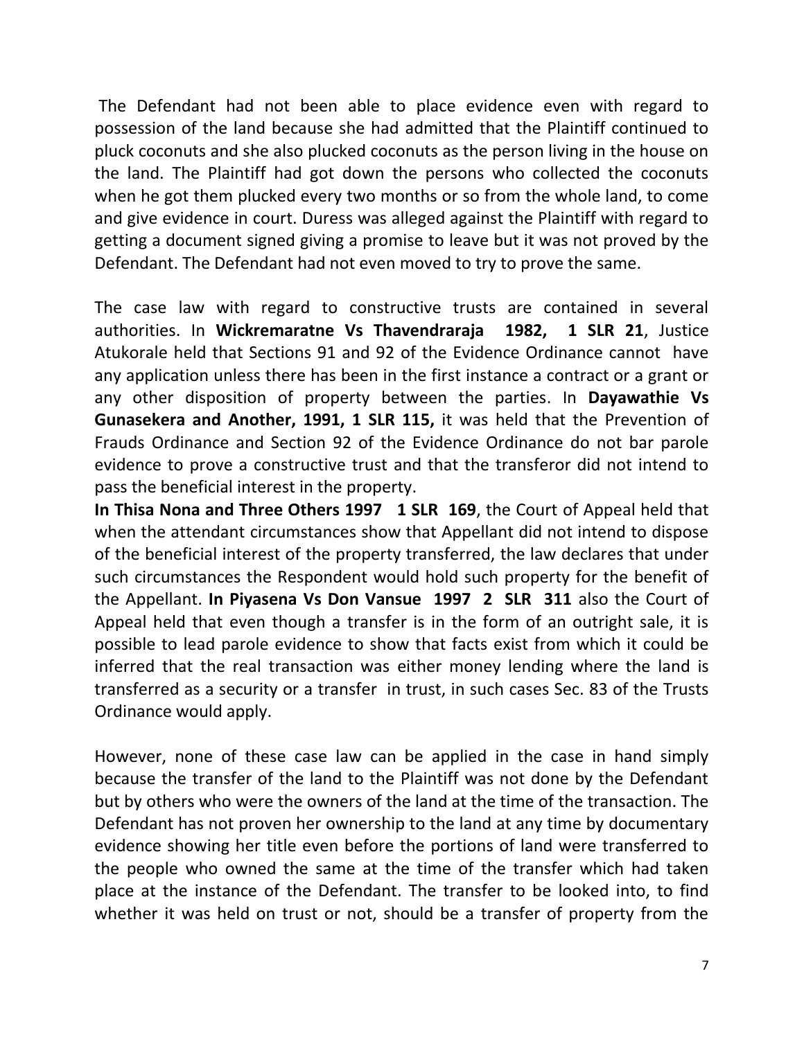The Defendant had not been able to place evidence even with regard to possession of the land because she had admitted that the Plaintiff continued to pluck coconuts and she also plucked coconuts as the person living in the house on the land. The Plaintiff had got down the persons who collected the coconuts when he got them plucked every two months or so from the whole land, to come and give evidence in court. Duress was alleged against the Plaintiff with regard to getting a document signed giving a promise to leave but it was not proved by the Defendant. The Defendant had not even moved to try to prove the same.

The case law with regard to constructive trusts are contained in several authorities. In **Wickremaratne Vs Thavendraraja 1982, 1 SLR 21**, Justice Atukorale held that Sections 91 and 92 of the Evidence Ordinance cannot have any application unless there has been in the first instance a contract or a grant or any other disposition of property between the parties. In **Dayawathie Vs Gunasekera and Another, 1991, 1 SLR 115,** it was held that the Prevention of Frauds Ordinance and Section 92 of the Evidence Ordinance do not bar parole evidence to prove a constructive trust and that the transferor did not intend to pass the beneficial interest in the property.

**In Thisa Nona and Three Others 1997 1 SLR 169**, the Court of Appeal held that when the attendant circumstances show that Appellant did not intend to dispose of the beneficial interest of the property transferred, the law declares that under such circumstances the Respondent would hold such property for the benefit of the Appellant. **In Piyasena Vs Don Vansue 1997 2 SLR 311** also the Court of Appeal held that even though a transfer is in the form of an outright sale, it is possible to lead parole evidence to show that facts exist from which it could be inferred that the real transaction was either money lending where the land is transferred as a security or a transfer in trust, in such cases Sec. 83 of the Trusts Ordinance would apply.

However, none of these case law can be applied in the case in hand simply because the transfer of the land to the Plaintiff was not done by the Defendant but by others who were the owners of the land at the time of the transaction. The Defendant has not proven her ownership to the land at any time by documentary evidence showing her title even before the portions of land were transferred to the people who owned the same at the time of the transfer which had taken place at the instance of the Defendant. The transfer to be looked into, to find whether it was held on trust or not, should be a transfer of property from the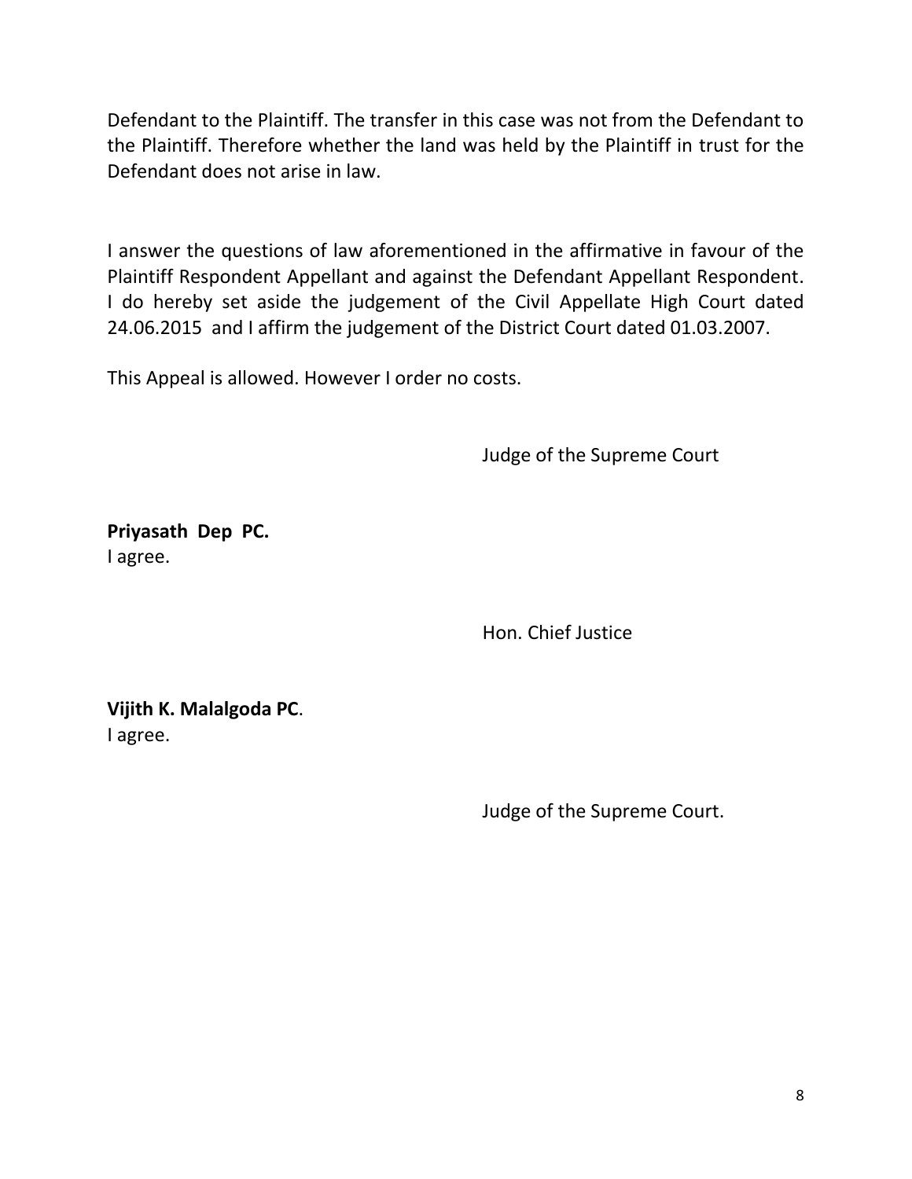Defendant to the Plaintiff. The transfer in this case was not from the Defendant to the Plaintiff. Therefore whether the land was held by the Plaintiff in trust for the Defendant does not arise in law.

I answer the questions of law aforementioned in the affirmative in favour of the Plaintiff Respondent Appellant and against the Defendant Appellant Respondent. I do hereby set aside the judgement of the Civil Appellate High Court dated 24.06.2015 and I affirm the judgement of the District Court dated 01.03.2007.

This Appeal is allowed. However I order no costs.

Judge of the Supreme Court

**Priyasath Dep PC.**
I agree.

Hon. Chief Justice

**Vijith K. Malalgoda PC**.
I agree.

Judge of the Supreme Court.